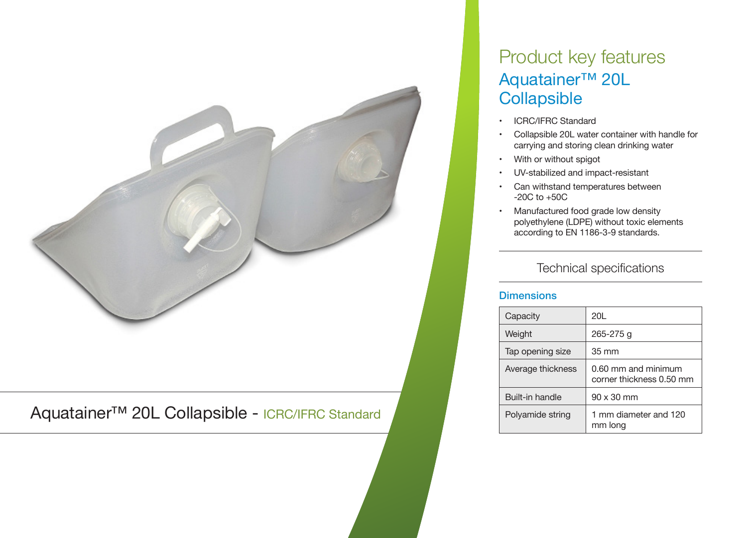Aquatainer™ 20L Collapsible - ICRC/IFRC Standard

# Product key features

## Aquatainer™ 20L Collapsible

- ICRC/IFRC Standard
- Collapsible 20L water container with handle for carrying and storing clean drinking water
- With or without spigot
- UV-stabilized and impact-resistant
- Can withstand temperatures between -20C to +50C
- Manufactured food grade low density polyethylene (LDPE) without toxic elements according to EN 1186-3-9 standards.

## Technical specifications

### Dimensions

| | |
|---|---|
| Capacity | 20L |
| Weight | 265-275 g |
| Tap opening size | 35 mm |
| Average thickness | 0.60 mm and minimum corner thickness 0.50 mm |
| Built-in handle | 90 x 30 mm |
| Polyamide string | 1 mm diameter and 120 mm long |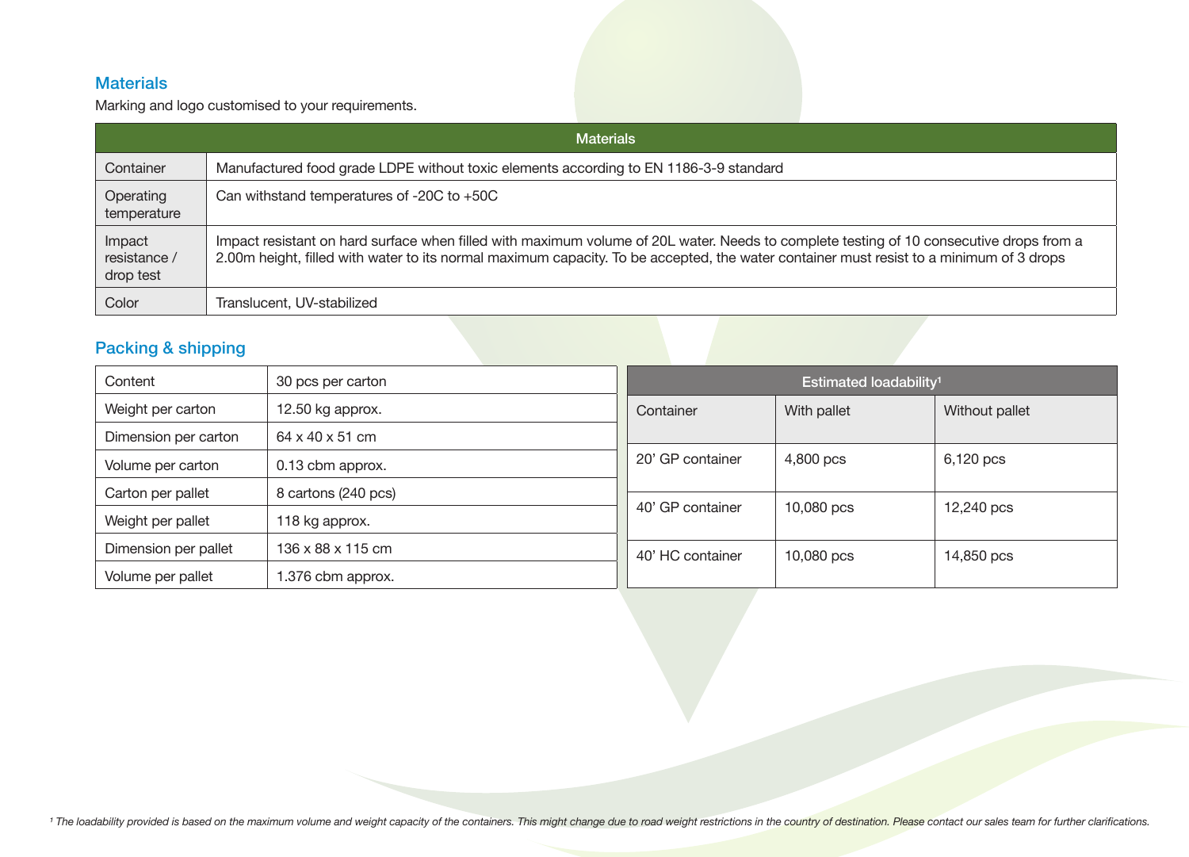## Materials

Marking and logo customised to your requirements.

| Materials | |
|---|---|
| Container | Manufactured food grade LDPE without toxic elements according to EN 1186-3-9 standard |
| Operating temperature | Can withstand temperatures of -20C to +50C |
| Impact resistance / drop test | Impact resistant on hard surface when filled with maximum volume of 20L water. Needs to complete testing of 10 consecutive drops from a 2.00m height, filled with water to its normal maximum capacity. To be accepted, the water container must resist to a minimum of 3 drops |
| Color | Translucent, UV-stabilized |

## Packing & shipping

| | |
|---|---|
| Content | 30 pcs per carton |
| Weight per carton | 12.50 kg approx. |
| Dimension per carton | 64 x 40 x 51 cm |
| Volume per carton | 0.13 cbm approx. |
| Carton per pallet | 8 cartons (240 pcs) |
| Weight per pallet | 118 kg approx. |
| Dimension per pallet | 136 x 88 x 115 cm |
| Volume per pallet | 1.376 cbm approx. |

| Estimated loadability[1] | | |
|---|---|---|
| Container | With pallet | Without pallet |
| 20' GP container | 4,800 pcs | 6,120 pcs |
| 40' GP container | 10,080 pcs | 12,240 pcs |
| 40' HC container | 10,080 pcs | 14,850 pcs |

*[1] The loadability provided is based on the maximum volume and weight capacity of the containers. This might change due to road weight restrictions in the country of destination. Please contact our sales team for further clarifications.*